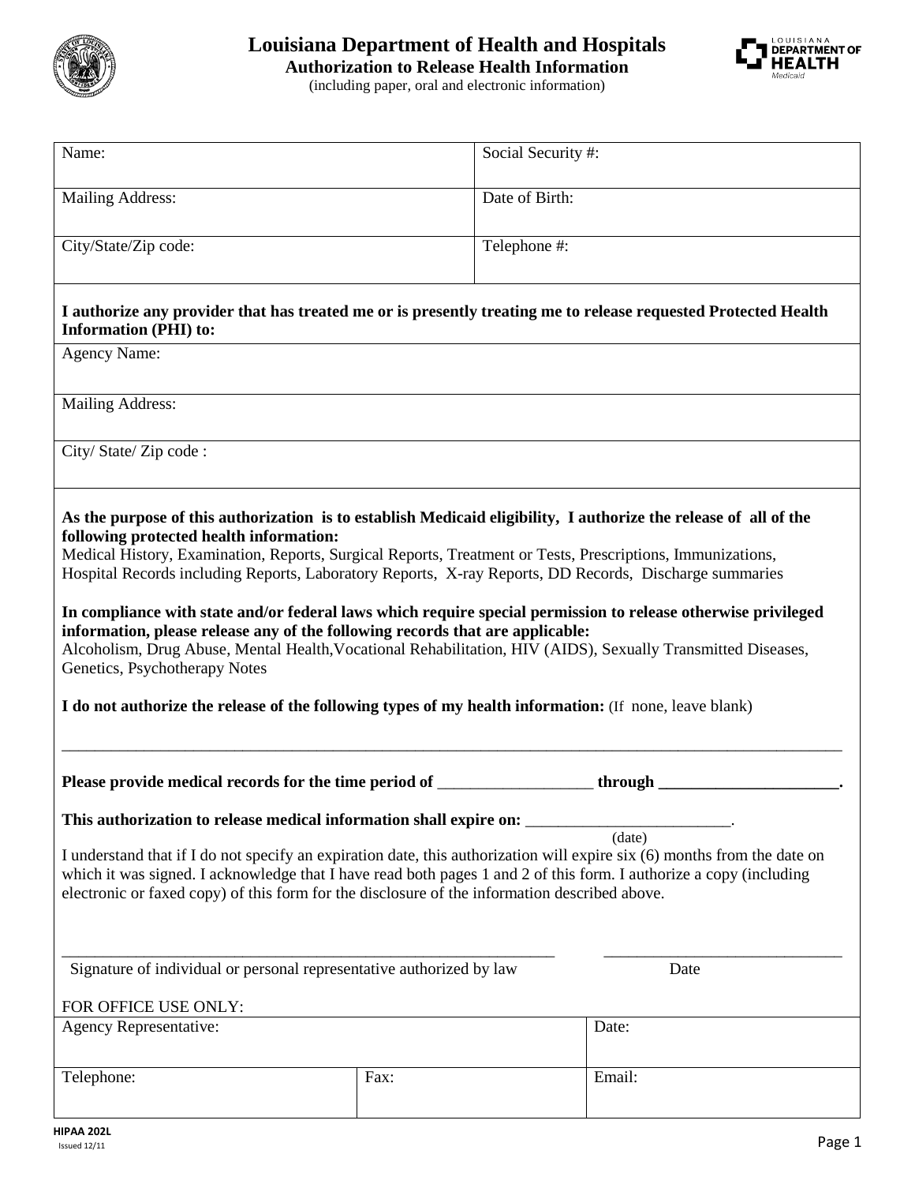# Louisiana Department of Health and Hospitals

**Authorization to Release Health Information**

(including paper, oral and electronic information)

| Name: | Social Security #: |
| --- | --- |
| Mailing Address: | Date of Birth: |
| City/State/Zip code: | Telephone #: |

**I authorize any provider that has treated me or is presently treating me to release requested Protected Health Information (PHI) to:**

| Agency Name: |
| --- |
| Mailing Address: |
| City/ State/ Zip code : |

**As the purpose of this authorization is to establish Medicaid eligibility, I authorize the release of all of the following protected health information:**
Medical History, Examination, Reports, Surgical Reports, Treatment or Tests, Prescriptions, Immunizations, Hospital Records including Reports, Laboratory Reports, X-ray Reports, DD Records, Discharge summaries

**In compliance with state and/or federal laws which require special permission to release otherwise privileged information, please release any of the following records that are applicable:**
Alcoholism, Drug Abuse, Mental Health,Vocational Rehabilitation, HIV (AIDS), Sexually Transmitted Diseases, Genetics, Psychotherapy Notes

**I do not authorize the release of the following types of my health information:** (If none, leave blank)

_____________________________________________________________________________________________

**Please provide medical records for the time period of** ___________________ **through** ______________________**.**

**This authorization to release medical information shall expire on:** _________________________.
(date)

I understand that if I do not specify an expiration date, this authorization will expire six (6) months from the date on which it was signed. I acknowledge that I have read both pages 1 and 2 of this form. I authorize a copy (including electronic or faxed copy) of this form for the disclosure of the information described above.

_______________________________________________________________ ____________________________

Signature of individual or personal representative authorized by law Date

FOR OFFICE USE ONLY:

| Agency Representative: | | Date: |
| --- | --- | --- |
| Telephone: | Fax: | Email: |

HIPAA 202L
Issued 12/11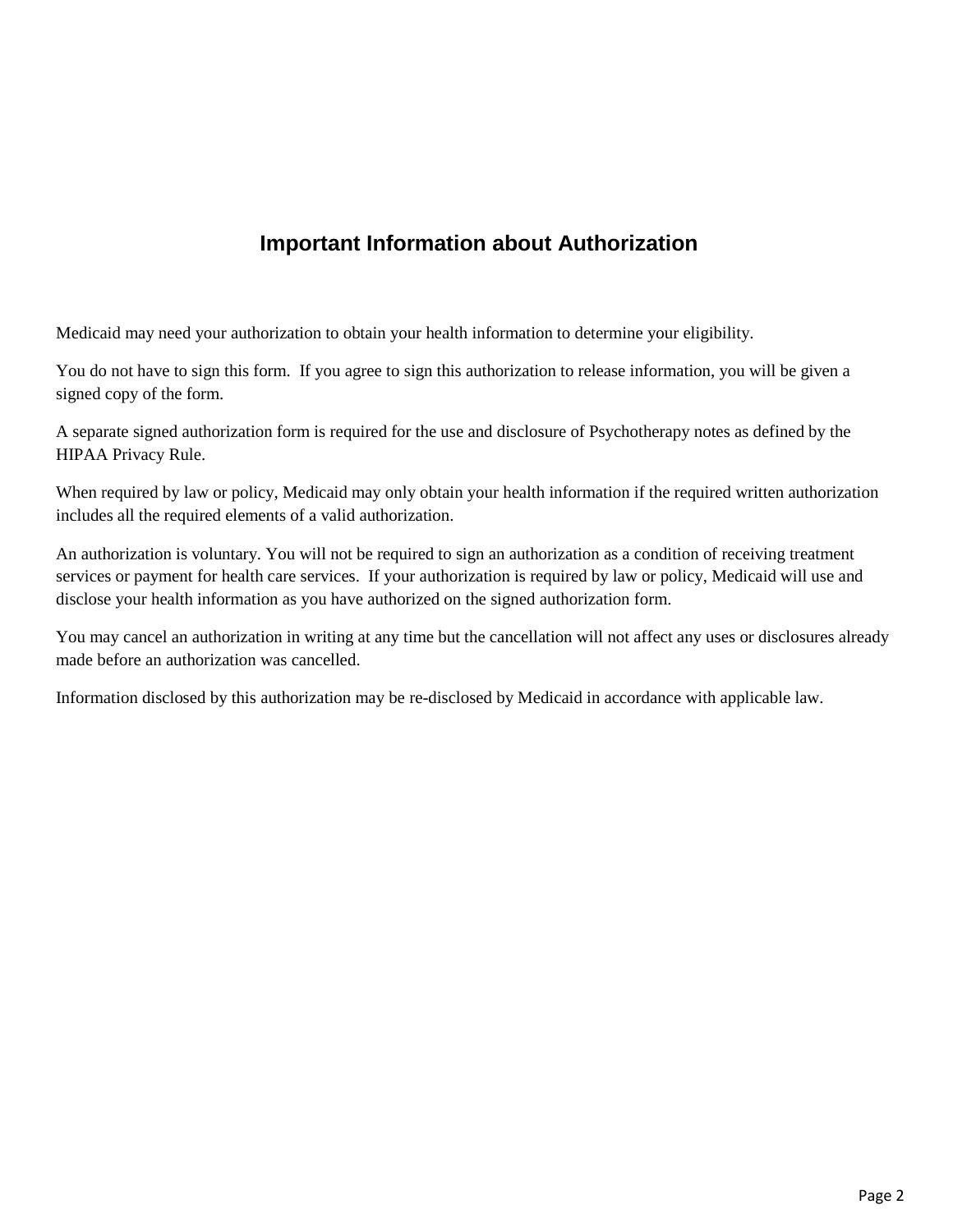# Important Information about Authorization

Medicaid may need your authorization to obtain your health information to determine your eligibility.

You do not have to sign this form. If you agree to sign this authorization to release information, you will be given a signed copy of the form.

A separate signed authorization form is required for the use and disclosure of Psychotherapy notes as defined by the HIPAA Privacy Rule.

When required by law or policy, Medicaid may only obtain your health information if the required written authorization includes all the required elements of a valid authorization.

An authorization is voluntary. You will not be required to sign an authorization as a condition of receiving treatment services or payment for health care services. If your authorization is required by law or policy, Medicaid will use and disclose your health information as you have authorized on the signed authorization form.

You may cancel an authorization in writing at any time but the cancellation will not affect any uses or disclosures already made before an authorization was cancelled.

Information disclosed by this authorization may be re-disclosed by Medicaid in accordance with applicable law.